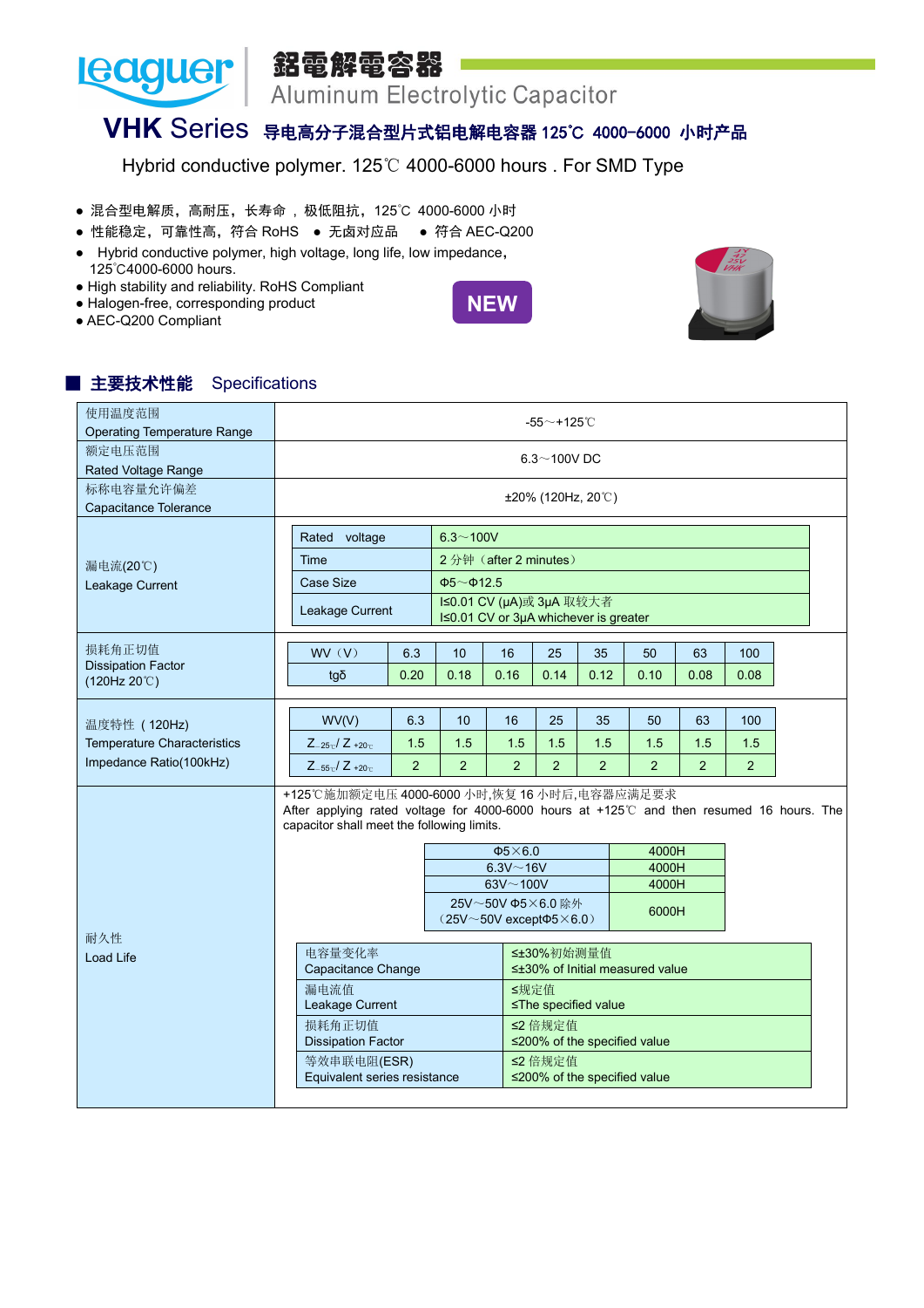# leaguer 鋁電解電容器 Aluminum Electrolytic Capacitor

## VHK Series 导电高分子混合型片式铝电解电容器 125℃ 4000-6000 小时产品

Hybrid conductive polymer. 125℃ 4000-6000 hours . For SMD Type

- 混合型电解质，高耐压，长寿命 ，极低阻抗，125℃ 4000-6000 小时
- 性能稳定，可靠性高，符合 RoHS ● 无卤对应品 ● 符合 AEC-Q200
- Hybrid conductive polymer, high voltage, long life, low impedance, 125℃4000-6000 hours.
- High stability and reliability. RoHS Compliant
- Halogen-free, corresponding product
- AEC-Q200 Compliant

NEW

## ■ 主要技术性能 Specifications

| 项目 Item | 性能 Characteristics |
|---|---|
| 使用温度范围 Operating Temperature Range | -55～+125℃ |
| 额定电压范围 Rated Voltage Range | 6.3～100V DC |
| 标称电容量允许偏差 Capacitance Tolerance | ±20% (120Hz, 20℃) |

**漏电流(20℃) Leakage Current**

| Rated voltage | 6.3～100V |
|---|---|
| Time | 2 分钟（after 2 minutes） |
| Case Size | Φ5～Φ12.5 |
| Leakage Current | I≤0.01 CV (μA)或 3μA 取较大者<br>I≤0.01 CV or 3μA whichever is greater |

**损耗角正切值 Dissipation Factor (120Hz 20℃)**

| WV（V） | 6.3 | 10 | 16 | 25 | 35 | 50 | 63 | 100 |
|---|---|---|---|---|---|---|---|---|
| tgδ | 0.20 | 0.18 | 0.16 | 0.14 | 0.12 | 0.10 | 0.08 | 0.08 |

**温度特性 ( 120Hz) Temperature Characteristics Impedance Ratio(100kHz)**

| WV(V) | 6.3 | 10 | 16 | 25 | 35 | 50 | 63 | 100 |
|---|---|---|---|---|---|---|---|---|
| $Z_{-25℃}/Z_{+20℃}$ | 1.5 | 1.5 | 1.5 | 1.5 | 1.5 | 1.5 | 1.5 | 1.5 |
| $Z_{-55℃}/Z_{+20℃}$ | 2 | 2 | 2 | 2 | 2 | 2 | 2 | 2 |

**耐久性 Load Life**

+125℃施加额定电压 4000-6000 小时,恢复 16 小时后,电容器应满足要求
After applying rated voltage for 4000-6000 hours at +125℃ and then resumed 16 hours. The capacitor shall meet the following limits.

| | |
|---|---|
| Φ5×6.0 | 4000H |
| 6.3V～16V | 4000H |
| 63V～100V | 4000H |
| 25V～50V Φ5×6.0 除外（25V～50V exceptΦ5×6.0） | 6000H |

| | |
|---|---|
| 电容量变化率 Capacitance Change | ≤±30%初始测量值<br>≤±30% of Initial measured value |
| 漏电流值 Leakage Current | ≤规定值<br>≤The specified value |
| 损耗角正切值 Dissipation Factor | ≤2 倍规定值<br>≤200% of the specified value |
| 等效串联电阻(ESR) Equivalent series resistance | ≤2 倍规定值<br>≤200% of the specified value |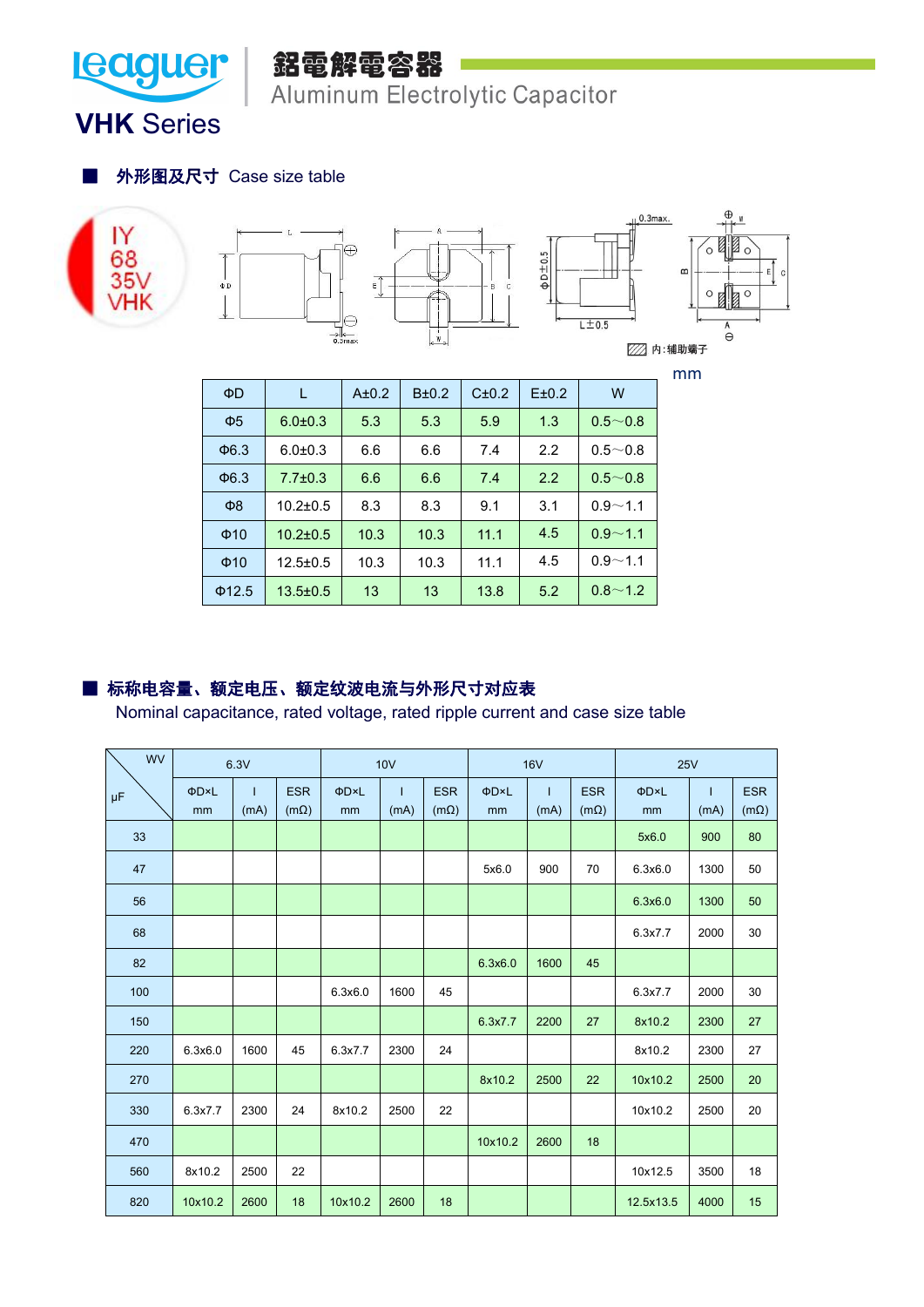# 鋁電解電容器

Aluminum Electrolytic Capacitor

## VHK Series

### ■ 外形图及尺寸 Case size table

内:辅助端子

mm

| ΦD | L | A±0.2 | B±0.2 | C±0.2 | E±0.2 | W |
|---|---|---|---|---|---|---|
| Φ5 | 6.0±0.3 | 5.3 | 5.3 | 5.9 | 1.3 | 0.5～0.8 |
| Φ6.3 | 6.0±0.3 | 6.6 | 6.6 | 7.4 | 2.2 | 0.5～0.8 |
| Φ6.3 | 7.7±0.3 | 6.6 | 6.6 | 7.4 | 2.2 | 0.5～0.8 |
| Φ8 | 10.2±0.5 | 8.3 | 8.3 | 9.1 | 3.1 | 0.9～1.1 |
| Φ10 | 10.2±0.5 | 10.3 | 10.3 | 11.1 | 4.5 | 0.9～1.1 |
| Φ10 | 12.5±0.5 | 10.3 | 10.3 | 11.1 | 4.5 | 0.9～1.1 |
| Φ12.5 | 13.5±0.5 | 13 | 13 | 13.8 | 5.2 | 0.8～1.2 |

### ■ 标称电容量、额定电压、额定纹波电流与外形尺寸对应表

Nominal capacitance, rated voltage, rated ripple current and case size table

| WV / μF | 6.3V | | | 10V | | | 16V | | | 25V | | |
|---|---|---|---|---|---|---|---|---|---|---|---|---|
| | ΦDxL mm | I (mA) | ESR (mΩ) | ΦDxL mm | I (mA) | ESR (mΩ) | ΦDxL mm | I (mA) | ESR (mΩ) | ΦDxL mm | I (mA) | ESR (mΩ) |
| 33 | | | | | | | | | | 5x6.0 | 900 | 80 |
| 47 | | | | | | | 5x6.0 | 900 | 70 | 6.3x6.0 | 1300 | 50 |
| 56 | | | | | | | | | | 6.3x6.0 | 1300 | 50 |
| 68 | | | | | | | | | | 6.3x7.7 | 2000 | 30 |
| 82 | | | | | | | 6.3x6.0 | 1600 | 45 | | | |
| 100 | | | | 6.3x6.0 | 1600 | 45 | | | | 6.3x7.7 | 2000 | 30 |
| 150 | | | | | | | 6.3x7.7 | 2200 | 27 | 8x10.2 | 2300 | 27 |
| 220 | 6.3x6.0 | 1600 | 45 | 6.3x7.7 | 2300 | 24 | | | | 8x10.2 | 2300 | 27 |
| 270 | | | | | | | 8x10.2 | 2500 | 22 | 10x10.2 | 2500 | 20 |
| 330 | 6.3x7.7 | 2300 | 24 | 8x10.2 | 2500 | 22 | | | | 10x10.2 | 2500 | 20 |
| 470 | | | | | | | 10x10.2 | 2600 | 18 | | | |
| 560 | 8x10.2 | 2500 | 22 | | | | | | | 10x12.5 | 3500 | 18 |
| 820 | 10x10.2 | 2600 | 18 | 10x10.2 | 2600 | 18 | | | | 12.5x13.5 | 4000 | 15 |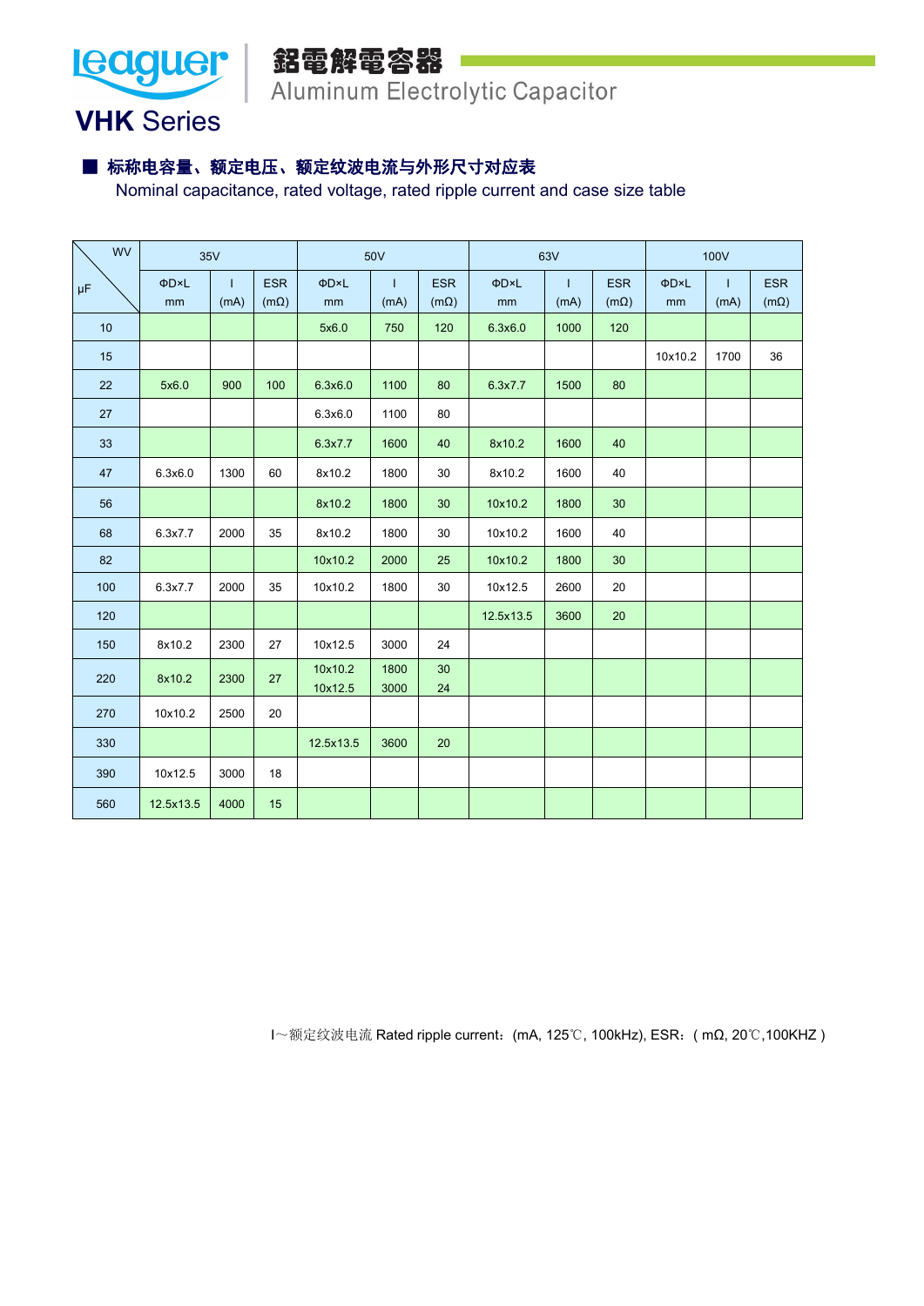leaguer

# 鋁電解電容器

Aluminum Electrolytic Capacitor

## VHK Series

### ■ 标称电容量、额定电压、额定纹波电流与外形尺寸对应表

Nominal capacitance, rated voltage, rated ripple current and case size table

| WV / μF | 35V | | | 50V | | | 63V | | | 100V | | |
|---|---|---|---|---|---|---|---|---|---|---|---|---|
| | ΦD×L mm | I (mA) | ESR (mΩ) | ΦD×L mm | I (mA) | ESR (mΩ) | ΦD×L mm | I (mA) | ESR (mΩ) | ΦD×L mm | I (mA) | ESR (mΩ) |
| 10 | | | | 5x6.0 | 750 | 120 | 6.3x6.0 | 1000 | 120 | | | |
| 15 | | | | | | | | | | 10x10.2 | 1700 | 36 |
| 22 | 5x6.0 | 900 | 100 | 6.3x6.0 | 1100 | 80 | 6.3x7.7 | 1500 | 80 | | | |
| 27 | | | | 6.3x6.0 | 1100 | 80 | | | | | | |
| 33 | | | | 6.3x7.7 | 1600 | 40 | 8x10.2 | 1600 | 40 | | | |
| 47 | 6.3x6.0 | 1300 | 60 | 8x10.2 | 1800 | 30 | 8x10.2 | 1600 | 40 | | | |
| 56 | | | | 8x10.2 | 1800 | 30 | 10x10.2 | 1800 | 30 | | | |
| 68 | 6.3x7.7 | 2000 | 35 | 8x10.2 | 1800 | 30 | 10x10.2 | 1600 | 40 | | | |
| 82 | | | | 10x10.2 | 2000 | 25 | 10x10.2 | 1800 | 30 | | | |
| 100 | 6.3x7.7 | 2000 | 35 | 10x10.2 | 1800 | 30 | 10x12.5 | 2600 | 20 | | | |
| 120 | | | | | | | 12.5x13.5 | 3600 | 20 | | | |
| 150 | 8x10.2 | 2300 | 27 | 10x12.5 | 3000 | 24 | | | | | | |
| 220 | 8x10.2 | 2300 | 27 | 10x10.2<br>10x12.5 | 1800<br>3000 | 30<br>24 | | | | | | |
| 270 | 10x10.2 | 2500 | 20 | | | | | | | | | |
| 330 | | | | 12.5x13.5 | 3600 | 20 | | | | | | |
| 390 | 10x12.5 | 3000 | 18 | | | | | | | | | |
| 560 | 12.5x13.5 | 4000 | 15 | | | | | | | | | |

I～额定纹波电流 Rated ripple current：(mA, 125℃, 100kHz), ESR：( mΩ, 20℃,100KHZ )